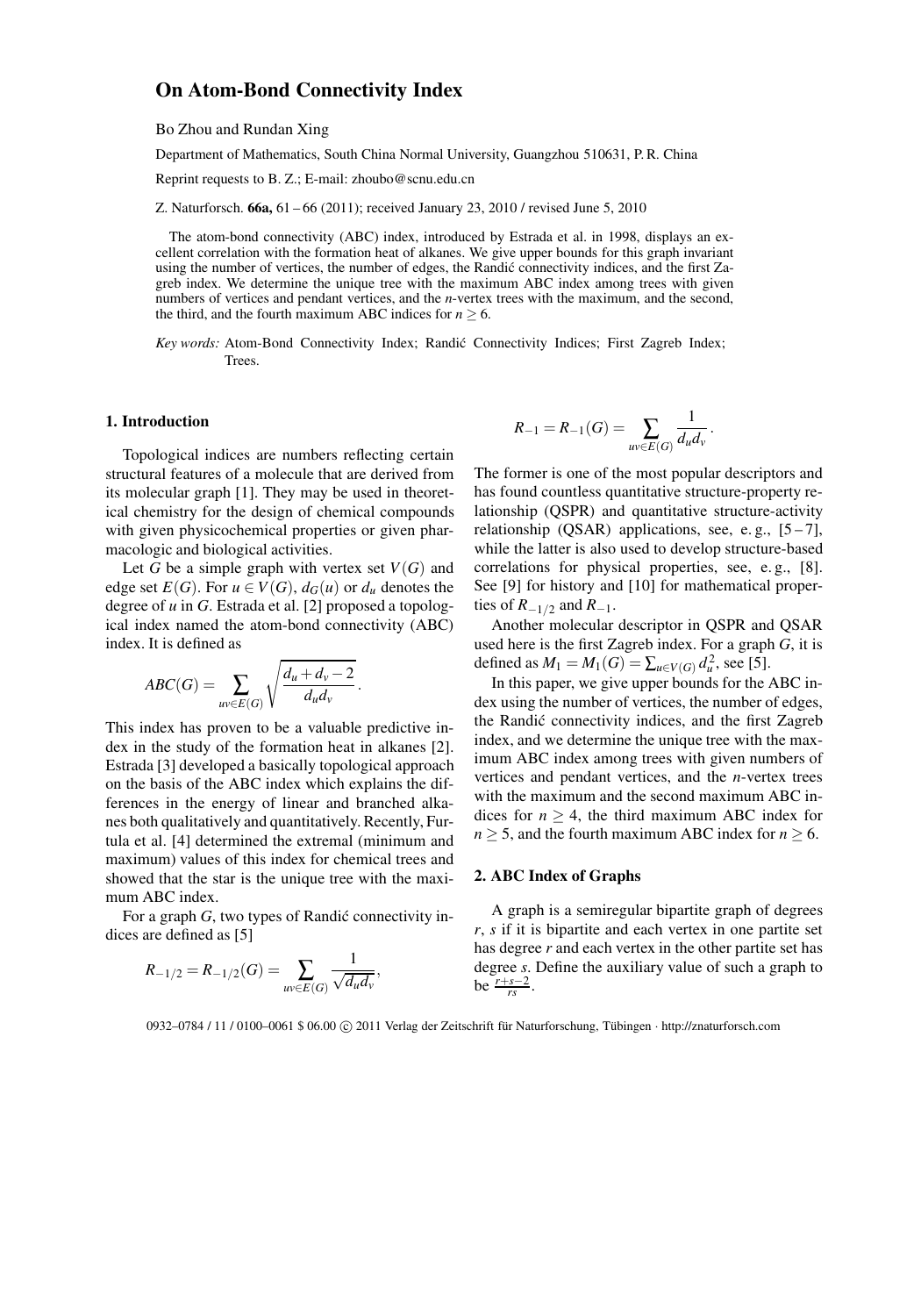# On Atom-Bond Connectivity Index

Bo Zhou and Rundan Xing

Department of Mathematics, South China Normal University, Guangzhou 510631, P. R. China

Reprint requests to B. Z.; E-mail: zhoubo@scnu.edu.cn

Z. Naturforsch. **66a**, 61 – 66 (2011); received January 23, 2010 / revised June 5, 2010

The atom-bond connectivity (ABC) index, introduced by Estrada et al. in 1998, displays an excellent correlation with the formation heat of alkanes. We give upper bounds for this graph invariant using the number of vertices, the number of edges, the Randić connectivity indices, and the first Zagreb index. We determine the unique tree with the maximum ABC index among trees with given numbers of vertices and pendant vertices, and the $n$-vertex trees with the maximum, and the second, the third, and the fourth maximum ABC indices for $n \geq 6$.

*Key words:* Atom-Bond Connectivity Index; Randić Connectivity Indices; First Zagreb Index; Trees.

## 1. Introduction

Topological indices are numbers reflecting certain structural features of a molecule that are derived from its molecular graph [1]. They may be used in theoretical chemistry for the design of chemical compounds with given physicochemical properties or given pharmacologic and biological activities.

Let $G$ be a simple graph with vertex set $V(G)$ and edge set $E(G)$. For $u \in V(G)$, $d_G(u)$ or $d_u$ denotes the degree of $u$ in $G$. Estrada et al. [2] proposed a topological index named the atom-bond connectivity (ABC) index. It is defined as

$$ABC(G) = \sum_{uv \in E(G)} \sqrt{\frac{d_u + d_v - 2}{d_u d_v}}.$$

This index has proven to be a valuable predictive index in the study of the formation heat in alkanes [2]. Estrada [3] developed a basically topological approach on the basis of the ABC index which explains the differences in the energy of linear and branched alkanes both qualitatively and quantitatively. Recently, Furtula et al. [4] determined the extremal (minimum and maximum) values of this index for chemical trees and showed that the star is the unique tree with the maximum ABC index.

For a graph $G$, two types of Randić connectivity indices are defined as [5]

$$R_{-1/2} = R_{-1/2}(G) = \sum_{uv \in E(G)} \frac{1}{\sqrt{d_u d_v}},$$

$$R_{-1} = R_{-1}(G) = \sum_{uv \in E(G)} \frac{1}{d_u d_v}.$$

The former is one of the most popular descriptors and has found countless quantitative structure-property relationship (QSPR) and quantitative structure-activity relationship (QSAR) applications, see, e. g., [5 – 7], while the latter is also used to develop structure-based correlations for physical properties, see, e. g., [8]. See [9] for history and [10] for mathematical properties of $R_{-1/2}$ and $R_{-1}$.

Another molecular descriptor in QSPR and QSAR used here is the first Zagreb index. For a graph $G$, it is defined as $M_1 = M_1(G) = \sum_{u \in V(G)} d_u^2$, see [5].

In this paper, we give upper bounds for the ABC index using the number of vertices, the number of edges, the Randić connectivity indices, and the first Zagreb index, and we determine the unique tree with the maximum ABC index among trees with given numbers of vertices and pendant vertices, and the $n$-vertex trees with the maximum and the second maximum ABC indices for $n \geq 4$, the third maximum ABC index for $n \geq 5$, and the fourth maximum ABC index for $n \geq 6$.

## 2. ABC Index of Graphs

A graph is a semiregular bipartite graph of degrees $r$, $s$ if it is bipartite and each vertex in one partite set has degree $r$ and each vertex in the other partite set has degree $s$. Define the auxiliary value of such a graph to be $\frac{r+s-2}{rs}$.

0932–0784 / 11 / 0100–0061 $ 06.00 © 2011 Verlag der Zeitschrift für Naturforschung, Tübingen · http://znaturforsch.com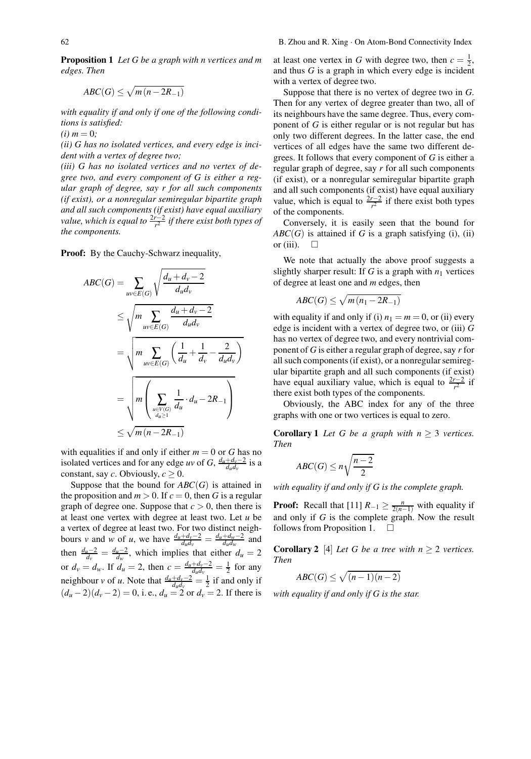**Proposition 1** *Let G be a graph with n vertices and m edges. Then*

$$ABC(G) \leq \sqrt{m(n-2R_{-1})}$$

*with equality if and only if one of the following conditions is satisfied:*

*(i) $m = 0$;*

*(ii) G has no isolated vertices, and every edge is incident with a vertex of degree two;*

*(iii) G has no isolated vertices and no vertex of degree two, and every component of G is either a regular graph of degree, say r for all such components (if exist), or a nonregular semiregular bipartite graph and all such components (if exist) have equal auxiliary value, which is equal to $\frac{2r-2}{r^2}$ if there exist both types of the components.*

**Proof:** By the Cauchy-Schwarz inequality,

$$\begin{aligned}
ABC(G) &= \sum_{uv\in E(G)} \sqrt{\frac{d_u+d_v-2}{d_ud_v}} \\
&\leq \sqrt{m \sum_{uv\in E(G)} \frac{d_u+d_v-2}{d_ud_v}} \\
&= \sqrt{m \sum_{uv\in E(G)} \left(\frac{1}{d_u}+\frac{1}{d_v}-\frac{2}{d_ud_v}\right)} \\
&= \sqrt{m\left(\sum_{\substack{u\in V(G)\\ d_u\geq 1}} \frac{1}{d_u}\cdot d_u - 2R_{-1}\right)} \\
&\leq \sqrt{m(n-2R_{-1})}
\end{aligned}$$

with equalities if and only if either $m = 0$ or $G$ has no isolated vertices and for any edge $uv$ of $G$, $\frac{d_u+d_v-2}{d_ud_v}$ is a constant, say $c$. Obviously, $c \geq 0$.

Suppose that the bound for $ABC(G)$ is attained in the proposition and $m > 0$. If $c = 0$, then $G$ is a regular graph of degree one. Suppose that $c > 0$, then there is at least one vertex with degree at least two. Let $u$ be a vertex of degree at least two. For two distinct neighbours $v$ and $w$ of $u$, we have $\frac{d_u+d_v-2}{d_ud_v} = \frac{d_u+d_w-2}{d_ud_w}$ and then $\frac{d_u-2}{d_v} = \frac{d_u-2}{d_w}$, which implies that either $d_u = 2$ or $d_v = d_w$. If $d_u = 2$, then $c = \frac{d_u+d_v-2}{d_ud_v} = \frac{1}{2}$ for any neighbour $v$ of $u$. Note that $\frac{d_u+d_v-2}{d_ud_v} = \frac{1}{2}$ if and only if $(d_u-2)(d_v-2) = 0$, i. e., $d_u = 2$ or $d_v = 2$. If there is at least one vertex in $G$ with degree two, then $c = \frac{1}{2}$, and thus $G$ is a graph in which every edge is incident with a vertex of degree two.

Suppose that there is no vertex of degree two in $G$. Then for any vertex of degree greater than two, all of its neighbours have the same degree. Thus, every component of $G$ is either regular or is not regular but has only two different degrees. In the latter case, the end vertices of all edges have the same two different degrees. It follows that every component of $G$ is either a regular graph of degree, say $r$ for all such components (if exist), or a nonregular semiregular bipartite graph and all such components (if exist) have equal auxiliary value, which is equal to $\frac{2r-2}{r^2}$ if there exist both types of the components.

Conversely, it is easily seen that the bound for $ABC(G)$ is attained if $G$ is a graph satisfying (i), (ii) or (iii). $\square$

We note that actually the above proof suggests a slightly sharper result: If $G$ is a graph with $n_1$ vertices of degree at least one and $m$ edges, then

$$ABC(G) \leq \sqrt{m(n_1-2R_{-1})}$$

with equality if and only if (i) $n_1 = m = 0$, or (ii) every edge is incident with a vertex of degree two, or (iii) $G$ has no vertex of degree two, and every nontrivial component of $G$ is either a regular graph of degree, say $r$ for all such components (if exist), or a nonregular semiregular bipartite graph and all such components (if exist) have equal auxiliary value, which is equal to $\frac{2r-2}{r^2}$ if there exist both types of the components.

Obviously, the ABC index for any of the three graphs with one or two vertices is equal to zero.

**Corollary 1** *Let G be a graph with $n \geq 3$ vertices. Then*

$$ABC(G) \leq n\sqrt{\frac{n-2}{2}}$$

*with equality if and only if G is the complete graph.*

**Proof:** Recall that [11] $R_{-1} \geq \frac{n}{2(n-1)}$ with equality if and only if $G$ is the complete graph. Now the result follows from Proposition 1. $\square$

**Corollary 2** [4] *Let G be a tree with $n \geq 2$ vertices. Then*

$$ABC(G) \leq \sqrt{(n-1)(n-2)}$$

*with equality if and only if G is the star.*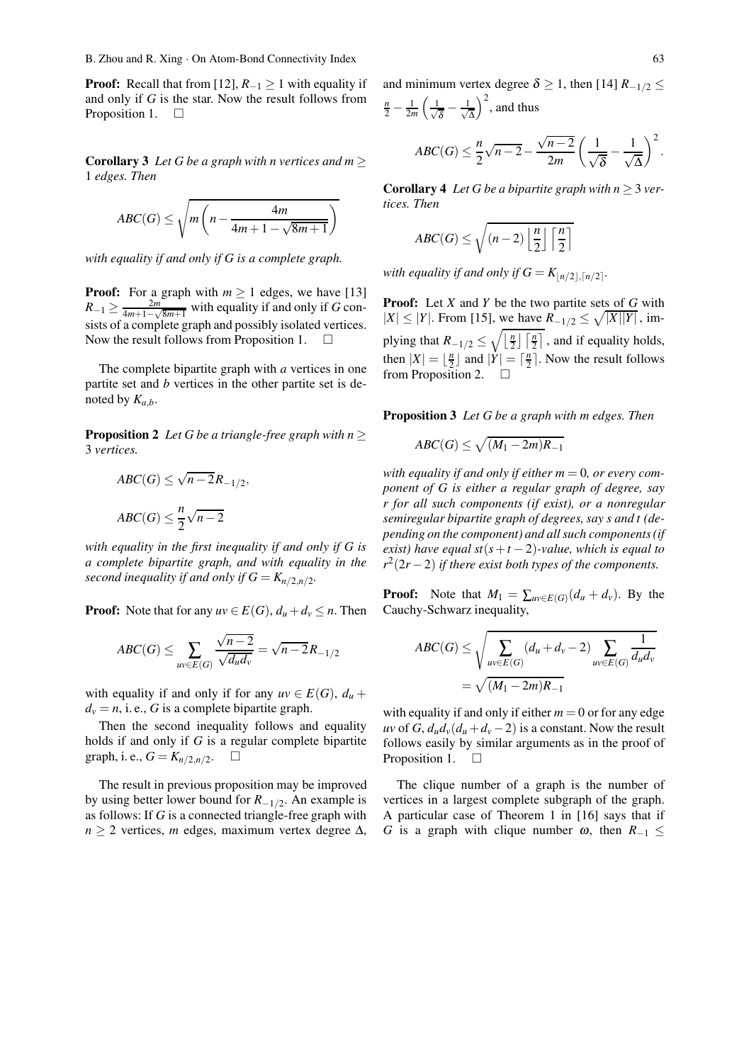**Proof:** Recall that from [12], $R_{-1} \geq 1$ with equality if and only if $G$ is the star. Now the result follows from Proposition 1. $\square$

**Corollary 3** *Let $G$ be a graph with $n$ vertices and $m \geq 1$ edges. Then*

$$ABC(G) \leq \sqrt{m\left(n - \frac{4m}{4m+1-\sqrt{8m+1}}\right)}$$

*with equality if and only if $G$ is a complete graph.*

**Proof:** For a graph with $m \geq 1$ edges, we have [13] $R_{-1} \geq \frac{2m}{4m+1-\sqrt{8m+1}}$ with equality if and only if $G$ consists of a complete graph and possibly isolated vertices. Now the result follows from Proposition 1. $\square$

The complete bipartite graph with $a$ vertices in one partite set and $b$ vertices in the other partite set is denoted by $K_{a,b}$.

**Proposition 2** *Let $G$ be a triangle-free graph with $n \geq 3$ vertices.*

$$ABC(G) \leq \sqrt{n-2}R_{-1/2},$$

$$ABC(G) \leq \frac{n}{2}\sqrt{n-2}$$

*with equality in the first inequality if and only if $G$ is a complete bipartite graph, and with equality in the second inequality if and only if $G = K_{n/2,n/2}$.*

**Proof:** Note that for any $uv \in E(G)$, $d_u + d_v \leq n$. Then

$$ABC(G) \leq \sum_{uv \in E(G)} \frac{\sqrt{n-2}}{\sqrt{d_u d_v}} = \sqrt{n-2}R_{-1/2}$$

with equality if and only if for any $uv \in E(G)$, $d_u + d_v = n$, i. e., $G$ is a complete bipartite graph.

Then the second inequality follows and equality holds if and only if $G$ is a regular complete bipartite graph, i. e., $G = K_{n/2,n/2}$. $\square$

The result in previous proposition may be improved by using better lower bound for $R_{-1/2}$. An example is as follows: If $G$ is a connected triangle-free graph with $n \geq 2$ vertices, $m$ edges, maximum vertex degree $\Delta$, and minimum vertex degree $\delta \geq 1$, then [14] $R_{-1/2} \leq \frac{n}{2} - \frac{1}{2m}\left(\frac{1}{\sqrt{\delta}} - \frac{1}{\sqrt{\Delta}}\right)^2$, and thus

$$ABC(G) \leq \frac{n}{2}\sqrt{n-2} - \frac{\sqrt{n-2}}{2m}\left(\frac{1}{\sqrt{\delta}} - \frac{1}{\sqrt{\Delta}}\right)^2.$$

**Corollary 4** *Let $G$ be a bipartite graph with $n \geq 3$ vertices. Then*

$$ABC(G) \leq \sqrt{(n-2)\left\lfloor\frac{n}{2}\right\rfloor\left\lceil\frac{n}{2}\right\rceil}$$

*with equality if and only if $G = K_{\lfloor n/2 \rfloor, \lceil n/2 \rceil}$.*

**Proof:** Let $X$ and $Y$ be the two partite sets of $G$ with $|X| \leq |Y|$. From [15], we have $R_{-1/2} \leq \sqrt{|X||Y|}$, implying that $R_{-1/2} \leq \sqrt{\lfloor\frac{n}{2}\rfloor\lceil\frac{n}{2}\rceil}$, and if equality holds, then $|X| = \lfloor\frac{n}{2}\rfloor$ and $|Y| = \lceil\frac{n}{2}\rceil$. Now the result follows from Proposition 2. $\square$

**Proposition 3** *Let $G$ be a graph with $m$ edges. Then*

$$ABC(G) \leq \sqrt{(M_1 - 2m)R_{-1}}$$

*with equality if and only if either $m = 0$, or every component of $G$ is either a regular graph of degree, say $r$ for all such components (if exist), or a nonregular semiregular bipartite graph of degrees, say $s$ and $t$ (depending on the component) and all such components (if exist) have equal $st(s+t-2)$-value, which is equal to $r^2(2r-2)$ if there exist both types of the components.*

**Proof:** Note that $M_1 = \sum_{uv \in E(G)}(d_u + d_v)$. By the Cauchy-Schwarz inequality,

$$\begin{aligned} ABC(G) &\leq \sqrt{\sum_{uv \in E(G)}(d_u + d_v - 2)\sum_{uv \in E(G)}\frac{1}{d_u d_v}} \\ &= \sqrt{(M_1 - 2m)R_{-1}} \end{aligned}$$

with equality if and only if either $m = 0$ or for any edge $uv$ of $G$, $d_u d_v(d_u + d_v - 2)$ is a constant. Now the result follows easily by similar arguments as in the proof of Proposition 1. $\square$

The clique number of a graph is the number of vertices in a largest complete subgraph of the graph. A particular case of Theorem 1 in [16] says that if $G$ is a graph with clique number $\omega$, then $R_{-1} \leq$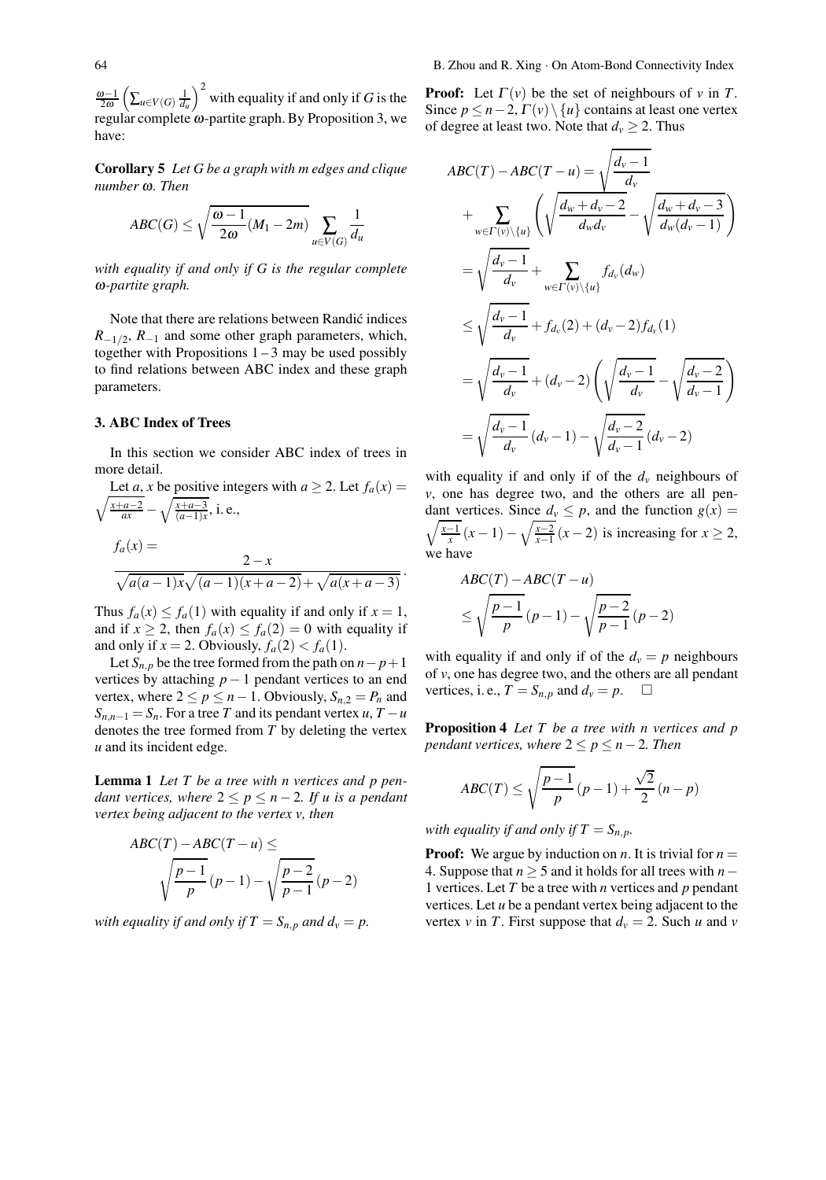$\frac{\omega-1}{2\omega}\left(\sum_{u\in V(G)}\frac{1}{d_u}\right)^2$ with equality if and only if $G$ is the regular complete $\omega$-partite graph. By Proposition 3, we have:

**Corollary 5** *Let $G$ be a graph with $m$ edges and clique number $\omega$. Then*

$$ABC(G) \le \sqrt{\frac{\omega-1}{2\omega}(M_1-2m)}\sum_{u\in V(G)}\frac{1}{d_u}$$

*with equality if and only if $G$ is the regular complete $\omega$-partite graph.*

Note that there are relations between Randić indices $R_{-1/2}$, $R_{-1}$ and some other graph parameters, which, together with Propositions 1 – 3 may be used possibly to find relations between ABC index and these graph parameters.

## 3. ABC Index of Trees

In this section we consider ABC index of trees in more detail.

Let $a$, $x$ be positive integers with $a \ge 2$. Let $f_a(x) = \sqrt{\frac{x+a-2}{ax}} - \sqrt{\frac{x+a-3}{(a-1)x}}$, i. e.,

$$f_a(x) = \frac{2-x}{\sqrt{a(a-1)x}\sqrt{(a-1)(x+a-2)}+\sqrt{a(x+a-3)}}.$$

Thus $f_a(x) \le f_a(1)$ with equality if and only if $x = 1$, and if $x \ge 2$, then $f_a(x) \le f_a(2) = 0$ with equality if and only if $x = 2$. Obviously, $f_a(2) < f_a(1)$.

Let $S_{n,p}$ be the tree formed from the path on $n-p+1$ vertices by attaching $p-1$ pendant vertices to an end vertex, where $2 \le p \le n-1$. Obviously, $S_{n,2} = P_n$ and $S_{n,n-1} = S_n$. For a tree $T$ and its pendant vertex $u$, $T-u$ denotes the tree formed from $T$ by deleting the vertex $u$ and its incident edge.

**Lemma 1** *Let $T$ be a tree with $n$ vertices and $p$ pendant vertices, where $2 \le p \le n-2$. If $u$ is a pendant vertex being adjacent to the vertex $v$, then*

$$ABC(T) - ABC(T-u) \le \sqrt{\frac{p-1}{p}}(p-1) - \sqrt{\frac{p-2}{p-1}}(p-2)$$

*with equality if and only if $T = S_{n,p}$ and $d_v = p$.*

**Proof:** Let $\Gamma(v)$ be the set of neighbours of $v$ in $T$. Since $p \le n-2$, $\Gamma(v)\setminus\{u\}$ contains at least one vertex of degree at least two. Note that $d_v \ge 2$. Thus

$$\begin{aligned}
ABC(T) - ABC(T-u) &= \sqrt{\frac{d_v-1}{d_v}} \\
&+ \sum_{w\in\Gamma(v)\setminus\{u\}}\left(\sqrt{\frac{d_w+d_v-2}{d_w d_v}} - \sqrt{\frac{d_w+d_v-3}{d_w(d_v-1)}}\right) \\
&= \sqrt{\frac{d_v-1}{d_v}} + \sum_{w\in\Gamma(v)\setminus\{u\}} f_{d_v}(d_w) \\
&\le \sqrt{\frac{d_v-1}{d_v}} + f_{d_v}(2) + (d_v-2)f_{d_v}(1) \\
&= \sqrt{\frac{d_v-1}{d_v}} + (d_v-2)\left(\sqrt{\frac{d_v-1}{d_v}} - \sqrt{\frac{d_v-2}{d_v-1}}\right) \\
&= \sqrt{\frac{d_v-1}{d_v}}(d_v-1) - \sqrt{\frac{d_v-2}{d_v-1}}(d_v-2)
\end{aligned}$$

with equality if and only if of the $d_v$ neighbours of $v$, one has degree two, and the others are all pendant vertices. Since $d_v \le p$, and the function $g(x) = \sqrt{\frac{x-1}{x}}(x-1) - \sqrt{\frac{x-2}{x-1}}(x-2)$ is increasing for $x \ge 2$, we have

$$\begin{aligned}
&ABC(T) - ABC(T-u) \\
&\le \sqrt{\frac{p-1}{p}}(p-1) - \sqrt{\frac{p-2}{p-1}}(p-2)
\end{aligned}$$

with equality if and only if of the $d_v = p$ neighbours of $v$, one has degree two, and the others are all pendant vertices, i. e., $T = S_{n,p}$ and $d_v = p$. $\square$

**Proposition 4** *Let $T$ be a tree with $n$ vertices and $p$ pendant vertices, where $2 \le p \le n-2$. Then*

$$ABC(T) \le \sqrt{\frac{p-1}{p}}(p-1) + \frac{\sqrt{2}}{2}(n-p)$$

*with equality if and only if $T = S_{n,p}$.*

**Proof:** We argue by induction on $n$. It is trivial for $n = 4$. Suppose that $n \ge 5$ and it holds for all trees with $n-1$ vertices. Let $T$ be a tree with $n$ vertices and $p$ pendant vertices. Let $u$ be a pendant vertex being adjacent to the vertex $v$ in $T$. First suppose that $d_v = 2$. Such $u$ and $v$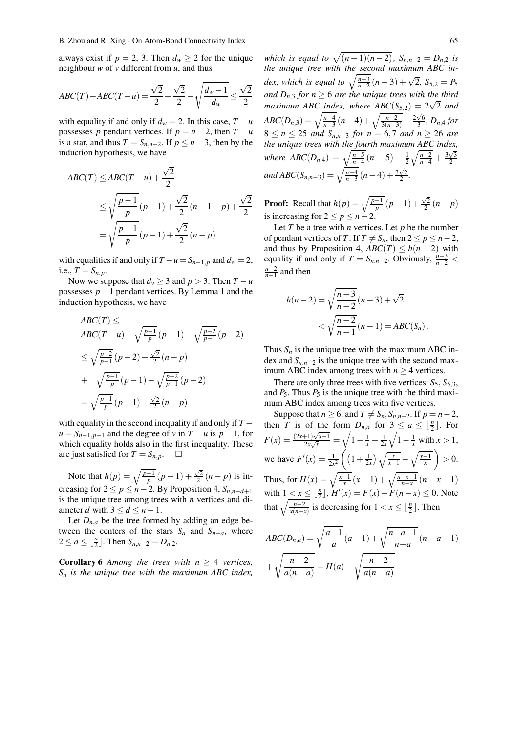always exist if $p = 2$, 3. Then $d_w \geq 2$ for the unique neighbour $w$ of $v$ different from $u$, and thus

$$ABC(T) - ABC(T-u) = \frac{\sqrt{2}}{2} + \frac{\sqrt{2}}{2} - \sqrt{\frac{d_w - 1}{d_w}} \leq \frac{\sqrt{2}}{2}$$

with equality if and only if $d_w = 2$. In this case, $T - u$ possesses $p$ pendant vertices. If $p = n-2$, then $T - u$ is a star, and thus $T = S_{n,n-2}$. If $p \leq n-3$, then by the induction hypothesis, we have

$$\begin{aligned} ABC(T) &\leq ABC(T-u) + \frac{\sqrt{2}}{2} \\ &\leq \sqrt{\frac{p-1}{p}}(p-1) + \frac{\sqrt{2}}{2}(n-1-p) + \frac{\sqrt{2}}{2} \\ &= \sqrt{\frac{p-1}{p}}(p-1) + \frac{\sqrt{2}}{2}(n-p) \end{aligned}$$

with equalities if and only if $T - u = S_{n-1,p}$ and $d_w = 2$, i.e., $T = S_{n,p}$.

Now we suppose that $d_v \geq 3$ and $p > 3$. Then $T - u$ possesses $p - 1$ pendant vertices. By Lemma 1 and the induction hypothesis, we have

$$\begin{aligned} &ABC(T) \leq \\ &ABC(T-u) + \sqrt{\tfrac{p-1}{p}}(p-1) - \sqrt{\tfrac{p-2}{p-1}}(p-2) \\ &\leq \sqrt{\tfrac{p-2}{p-1}}(p-2) + \tfrac{\sqrt{2}}{2}(n-p) \\ &+ \quad \sqrt{\tfrac{p-1}{p}}(p-1) - \sqrt{\tfrac{p-2}{p-1}}(p-2) \\ &= \sqrt{\tfrac{p-1}{p}}(p-1) + \tfrac{\sqrt{2}}{2}(n-p) \end{aligned}$$

with equality in the second inequality if and only if $T - u = S_{n-1,p-1}$ and the degree of $v$ in $T - u$ is $p - 1$, for which equality holds also in the first inequality. These are just satisfied for $T = S_{n,p}$. $\square$

Note that $h(p) = \sqrt{\frac{p-1}{p}}(p-1) + \frac{\sqrt{2}}{2}(n-p)$ is increasing for $2 \leq p \leq n-2$. By Proposition 4, $S_{n,n-d+1}$ is the unique tree among trees with $n$ vertices and diameter $d$ with $3 \leq d \leq n-1$.

Let $D_{n,a}$ be the tree formed by adding an edge between the centers of the stars $S_a$ and $S_{n-a}$, where $2 \leq a \leq \lfloor \frac{n}{2} \rfloor$. Then $S_{n,n-2} = D_{n,2}$.

**Corollary 6** *Among the trees with $n \geq 4$ vertices, $S_n$ is the unique tree with the maximum ABC index, which is equal to $\sqrt{(n-1)(n-2)}$, $S_{n,n-2} = D_{n,2}$ is the unique tree with the second maximum ABC index, which is equal to $\sqrt{\frac{n-3}{n-2}}(n-3) + \sqrt{2}$, $S_{5,2} = P_5$ and $D_{n,3}$ for $n \geq 6$ are the unique trees with the third maximum ABC index, where $ABC(S_{5,2}) = 2\sqrt{2}$ and $ABC(D_{n,3}) = \sqrt{\frac{n-4}{n-3}}(n-4) + \sqrt{\frac{n-2}{3(n-3)}} + \frac{2\sqrt{6}}{3}$, $D_{n,4}$ for $8 \leq n \leq 25$ and $S_{n,n-3}$ for $n = 6, 7$ and $n \geq 26$ are the unique trees with the fourth maximum ABC index, where $ABC(D_{n,4}) = \sqrt{\frac{n-5}{n-4}}(n-5) + \frac{1}{2}\sqrt{\frac{n-2}{n-4}} + \frac{3\sqrt{3}}{2}$ and $ABC(S_{n,n-3}) = \sqrt{\frac{n-4}{n-3}}(n-4) + \frac{3\sqrt{2}}{2}$.*

**Proof:** Recall that $h(p) = \sqrt{\frac{p-1}{p}}(p-1) + \frac{\sqrt{2}}{2}(n-p)$ is increasing for $2 \leq p \leq n-2$.

Let $T$ be a tree with $n$ vertices. Let $p$ be the number of pendant vertices of $T$. If $T \neq S_n$, then $2 \leq p \leq n-2$, and thus by Proposition 4, $ABC(T) \leq h(n-2)$ with equality if and only if $T = S_{n,n-2}$. Obviously, $\frac{n-3}{n-2} < \frac{n-2}{n-1}$ and then

$$\begin{aligned} h(n-2) &= \sqrt{\frac{n-3}{n-2}}(n-3) + \sqrt{2} \\ &< \sqrt{\frac{n-2}{n-1}}(n-1) = ABC(S_n). \end{aligned}$$

Thus $S_n$ is the unique tree with the maximum ABC index and $S_{n,n-2}$ is the unique tree with the second maximum ABC index among trees with $n \geq 4$ vertices.

There are only three trees with five vertices: $S_5$, $S_{5,3}$, and $P_5$. Thus $P_5$ is the unique tree with the third maximum ABC index among trees with five vertices.

Suppose that $n \geq 6$, and $T \neq S_n, S_{n,n-2}$. If $p = n-2$, then $T$ is of the form $D_{n,a}$ for $3 \leq a \leq \lfloor \frac{n}{2} \rfloor$. For $F(x) = \frac{(2x+1)\sqrt{x-1}}{2x\sqrt{x}} = \sqrt{1 - \frac{1}{x}} + \frac{1}{2x}\sqrt{1 - \frac{1}{x}}$ with $x > 1$, we have $F'(x) = \frac{1}{2x^2}\left(\left(1 + \frac{1}{2x}\right)\sqrt{\frac{x}{x-1}} - \sqrt{\frac{x-1}{x}}\right) > 0$. Thus, for $H(x) = \sqrt{\frac{x-1}{x}}(x-1) + \sqrt{\frac{n-x-1}{n-x}}(n-x-1)$ with $1 < x \leq \lfloor \frac{n}{2} \rfloor$, $H'(x) = F(x) - F(n-x) \leq 0$. Note that $\sqrt{\frac{n-2}{x(n-x)}}$ is decreasing for $1 < x \leq \lfloor \frac{n}{2} \rfloor$. Then

$$\begin{aligned} ABC(D_{n,a}) &= \sqrt{\frac{a-1}{a}}(a-1) + \sqrt{\frac{n-a-1}{n-a}}(n-a-1) \\ &+ \sqrt{\frac{n-2}{a(n-a)}} = H(a) + \sqrt{\frac{n-2}{a(n-a)}} \end{aligned}$$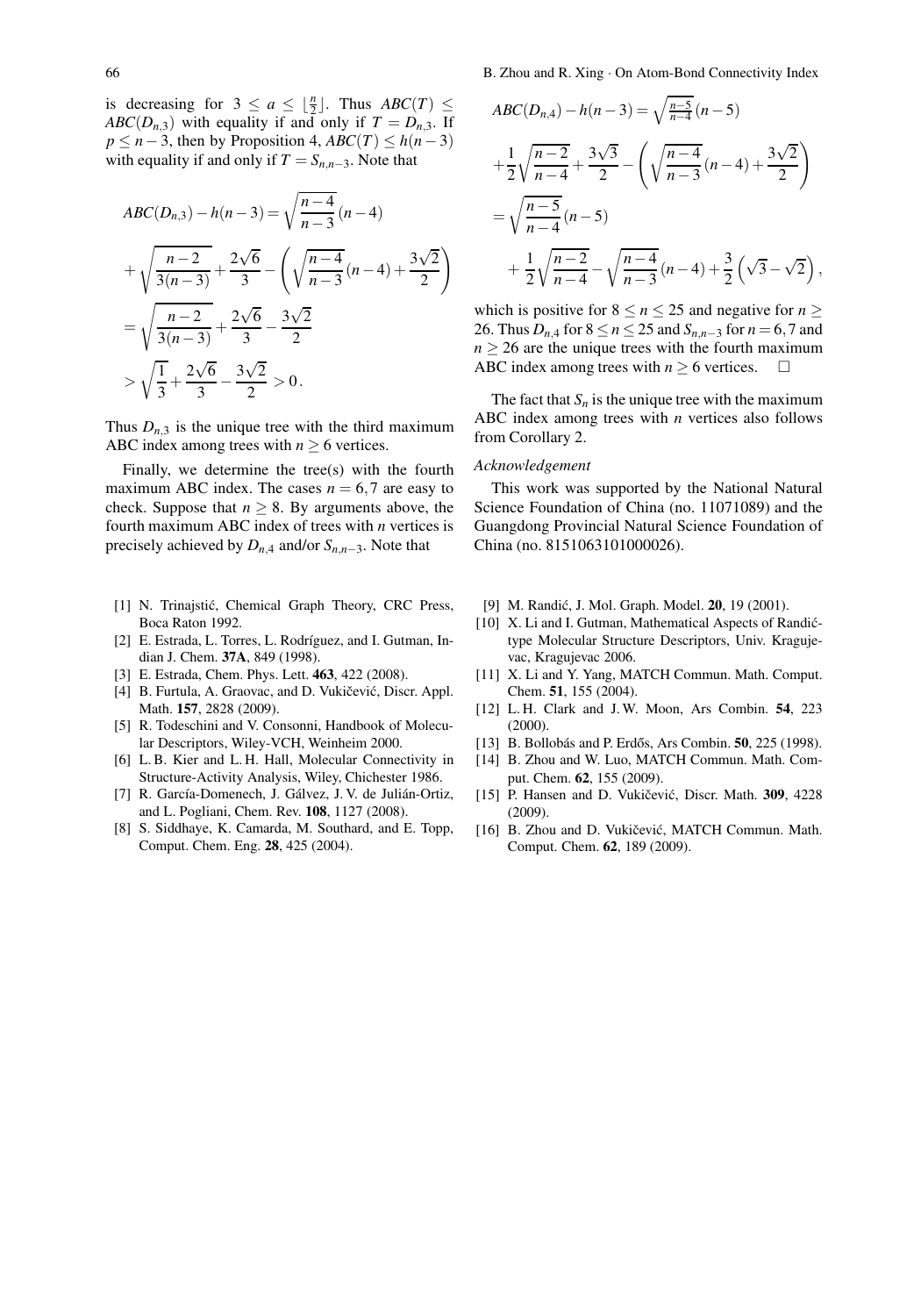is decreasing for $3 \le a \le \lfloor \frac{n}{2} \rfloor$. Thus $ABC(T) \le ABC(D_{n,3})$ with equality if and only if $T = D_{n,3}$. If $p \le n-3$, then by Proposition 4, $ABC(T) \le h(n-3)$ with equality if and only if $T = S_{n,n-3}$. Note that

$$
\begin{aligned}
&ABC(D_{n,3}) - h(n-3) = \sqrt{\frac{n-4}{n-3}}\,(n-4) \\
&+ \sqrt{\frac{n-2}{3(n-3)}} + \frac{2\sqrt{6}}{3} - \left( \sqrt{\frac{n-4}{n-3}}\,(n-4) + \frac{3\sqrt{2}}{2} \right) \\
&= \sqrt{\frac{n-2}{3(n-3)}} + \frac{2\sqrt{6}}{3} - \frac{3\sqrt{2}}{2} \\
&> \sqrt{\frac{1}{3}} + \frac{2\sqrt{6}}{3} - \frac{3\sqrt{2}}{2} > 0\,.
\end{aligned}
$$

Thus $D_{n,3}$ is the unique tree with the third maximum ABC index among trees with $n \ge 6$ vertices.

Finally, we determine the tree(s) with the fourth maximum ABC index. The cases $n = 6, 7$ are easy to check. Suppose that $n \ge 8$. By arguments above, the fourth maximum ABC index of trees with $n$ vertices is precisely achieved by $D_{n,4}$ and/or $S_{n,n-3}$. Note that

$$
\begin{aligned}
&ABC(D_{n,4}) - h(n-3) = \sqrt{\tfrac{n-5}{n-4}}\,(n-5) \\
&+ \frac{1}{2}\sqrt{\frac{n-2}{n-4}} + \frac{3\sqrt{3}}{2} - \left( \sqrt{\frac{n-4}{n-3}}\,(n-4) + \frac{3\sqrt{2}}{2} \right) \\
&= \sqrt{\frac{n-5}{n-4}}\,(n-5) \\
&\quad + \frac{1}{2}\sqrt{\frac{n-2}{n-4}} - \sqrt{\frac{n-4}{n-3}}\,(n-4) + \frac{3}{2}\left(\sqrt{3} - \sqrt{2}\right),
\end{aligned}
$$

which is positive for $8 \le n \le 25$ and negative for $n \ge 26$. Thus $D_{n,4}$ for $8 \le n \le 25$ and $S_{n,n-3}$ for $n = 6, 7$ and $n \ge 26$ are the unique trees with the fourth maximum ABC index among trees with $n \ge 6$ vertices. $\square$

The fact that $S_n$ is the unique tree with the maximum ABC index among trees with $n$ vertices also follows from Corollary 2.

*Acknowledgement*

This work was supported by the National Natural Science Foundation of China (no. 11071089) and the Guangdong Provincial Natural Science Foundation of China (no. 8151063101000026).

[1] N. Trinajstić, Chemical Graph Theory, CRC Press, Boca Raton 1992.
[2] E. Estrada, L. Torres, L. Rodríguez, and I. Gutman, Indian J. Chem. **37A**, 849 (1998).
[3] E. Estrada, Chem. Phys. Lett. **463**, 422 (2008).
[4] B. Furtula, A. Graovac, and D. Vukičević, Discr. Appl. Math. **157**, 2828 (2009).
[5] R. Todeschini and V. Consonni, Handbook of Molecular Descriptors, Wiley-VCH, Weinheim 2000.
[6] L. B. Kier and L. H. Hall, Molecular Connectivity in Structure-Activity Analysis, Wiley, Chichester 1986.
[7] R. García-Domenech, J. Gálvez, J. V. de Julián-Ortiz, and L. Pogliani, Chem. Rev. **108**, 1127 (2008).
[8] S. Siddhaye, K. Camarda, M. Southard, and E. Topp, Comput. Chem. Eng. **28**, 425 (2004).
[9] M. Randić, J. Mol. Graph. Model. **20**, 19 (2001).
[10] X. Li and I. Gutman, Mathematical Aspects of Randić-type Molecular Structure Descriptors, Univ. Kragujevac, Kragujevac 2006.
[11] X. Li and Y. Yang, MATCH Commun. Math. Comput. Chem. **51**, 155 (2004).
[12] L. H. Clark and J. W. Moon, Ars Combin. **54**, 223 (2000).
[13] B. Bollobás and P. Erdős, Ars Combin. **50**, 225 (1998).
[14] B. Zhou and W. Luo, MATCH Commun. Math. Comput. Chem. **62**, 155 (2009).
[15] P. Hansen and D. Vukičević, Discr. Math. **309**, 4228 (2009).
[16] B. Zhou and D. Vukičević, MATCH Commun. Math. Comput. Chem. **62**, 189 (2009).